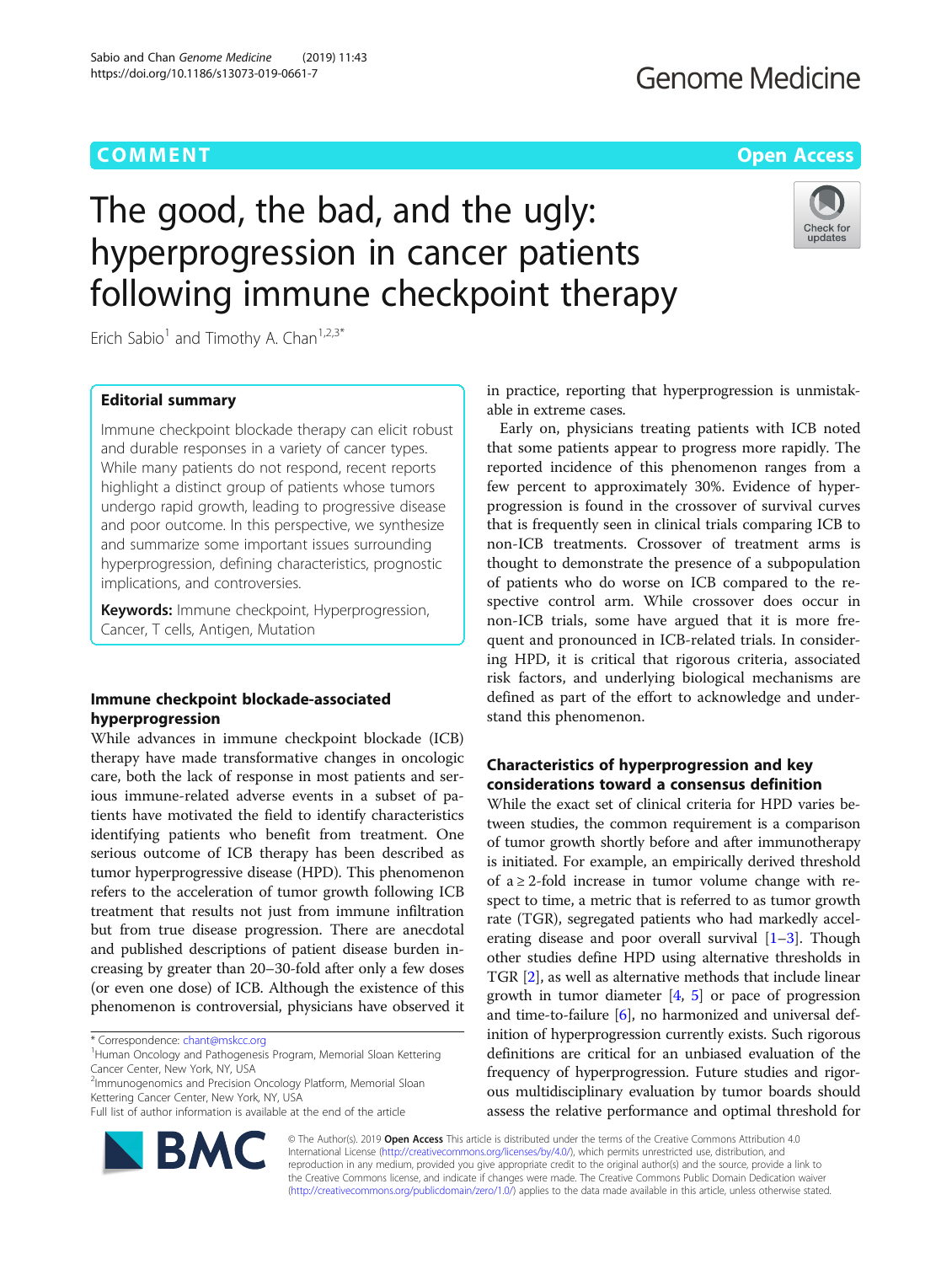COMMENT

Open Access

# The good, the bad, and the ugly: hyperprogression in cancer patients following immune checkpoint therapy

Erich Sabio[1] and Timothy A. Chan[1,2,3*]

## Editorial summary

Immune checkpoint blockade therapy can elicit robust and durable responses in a variety of cancer types. While many patients do not respond, recent reports highlight a distinct group of patients whose tumors undergo rapid growth, leading to progressive disease and poor outcome. In this perspective, we synthesize and summarize some important issues surrounding hyperprogression, defining characteristics, prognostic implications, and controversies.

**Keywords:** Immune checkpoint, Hyperprogression, Cancer, T cells, Antigen, Mutation

## Immune checkpoint blockade-associated hyperprogression

While advances in immune checkpoint blockade (ICB) therapy have made transformative changes in oncologic care, both the lack of response in most patients and serious immune-related adverse events in a subset of patients have motivated the field to identify characteristics identifying patients who benefit from treatment. One serious outcome of ICB therapy has been described as tumor hyperprogressive disease (HPD). This phenomenon refers to the acceleration of tumor growth following ICB treatment that results not just from immune infiltration but from true disease progression. There are anecdotal and published descriptions of patient disease burden increasing by greater than 20–30-fold after only a few doses (or even one dose) of ICB. Although the existence of this phenomenon is controversial, physicians have observed it in practice, reporting that hyperprogression is unmistakable in extreme cases.

Early on, physicians treating patients with ICB noted that some patients appear to progress more rapidly. The reported incidence of this phenomenon ranges from a few percent to approximately 30%. Evidence of hyperprogression is found in the crossover of survival curves that is frequently seen in clinical trials comparing ICB to non-ICB treatments. Crossover of treatment arms is thought to demonstrate the presence of a subpopulation of patients who do worse on ICB compared to the respective control arm. While crossover does occur in non-ICB trials, some have argued that it is more frequent and pronounced in ICB-related trials. In considering HPD, it is critical that rigorous criteria, associated risk factors, and underlying biological mechanisms are defined as part of the effort to acknowledge and understand this phenomenon.

## Characteristics of hyperprogression and key considerations toward a consensus definition

While the exact set of clinical criteria for HPD varies between studies, the common requirement is a comparison of tumor growth shortly before and after immunotherapy is initiated. For example, an empirically derived threshold of a $\geq 2$-fold increase in tumor volume change with respect to time, a metric that is referred to as tumor growth rate (TGR), segregated patients who had markedly accelerating disease and poor overall survival [1–3]. Though other studies define HPD using alternative thresholds in TGR [2], as well as alternative methods that include linear growth in tumor diameter [4, 5] or pace of progression and time-to-failure [6], no harmonized and universal definition of hyperprogression currently exists. Such rigorous definitions are critical for an unbiased evaluation of the frequency of hyperprogression. Future studies and rigorous multidisciplinary evaluation by tumor boards should assess the relative performance and optimal threshold for

\* Correspondence: chant@mskcc.org
[1]Human Oncology and Pathogenesis Program, Memorial Sloan Kettering Cancer Center, New York, NY, USA
[2]Immunogenomics and Precision Oncology Platform, Memorial Sloan Kettering Cancer Center, New York, NY, USA
Full list of author information is available at the end of the article

© The Author(s). 2019 **Open Access** This article is distributed under the terms of the Creative Commons Attribution 4.0 International License (http://creativecommons.org/licenses/by/4.0/), which permits unrestricted use, distribution, and reproduction in any medium, provided you give appropriate credit to the original author(s) and the source, provide a link to the Creative Commons license, and indicate if changes were made. The Creative Commons Public Domain Dedication waiver (http://creativecommons.org/publicdomain/zero/1.0/) applies to the data made available in this article, unless otherwise stated.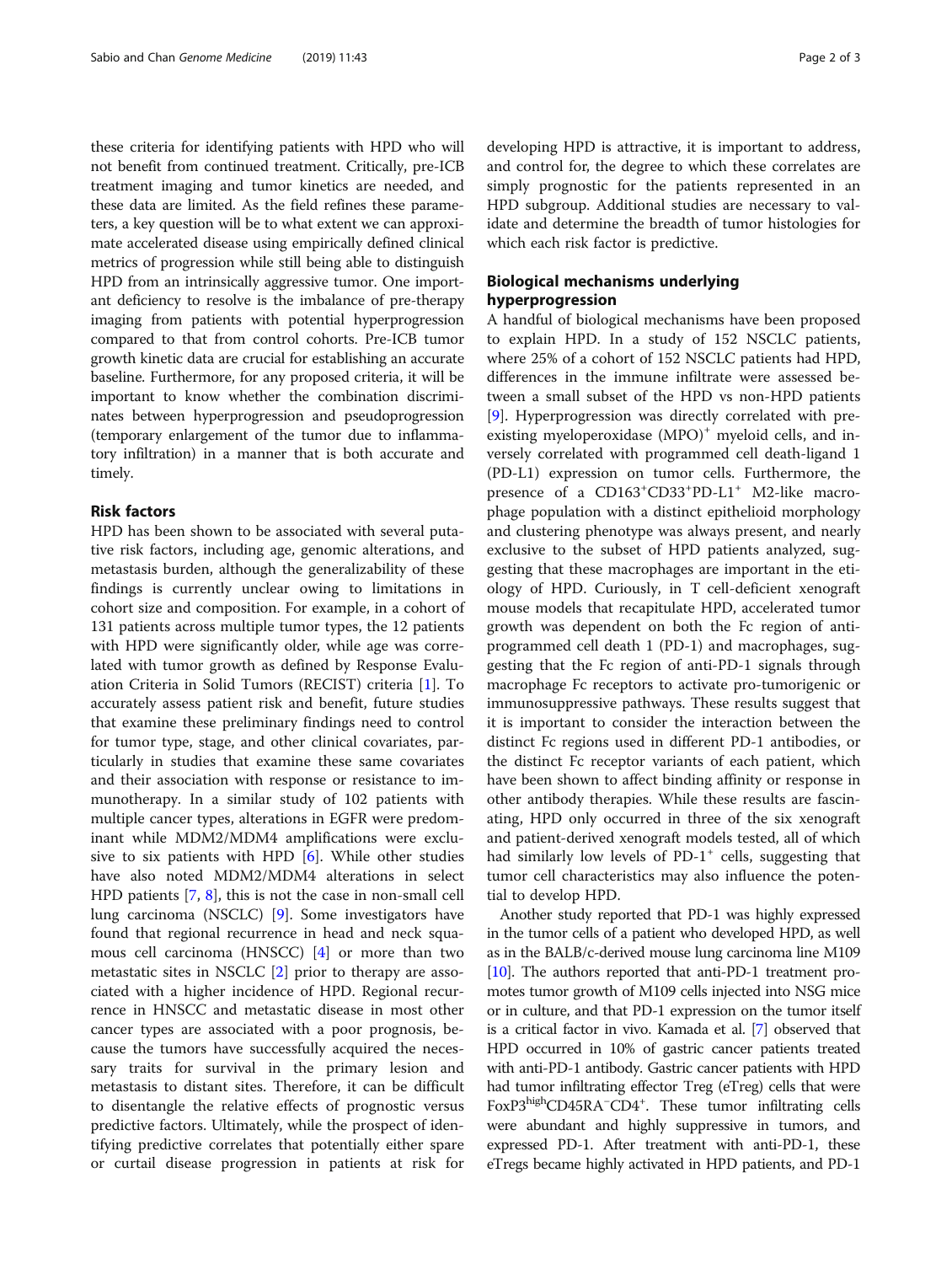these criteria for identifying patients with HPD who will not benefit from continued treatment. Critically, pre-ICB treatment imaging and tumor kinetics are needed, and these data are limited. As the field refines these parameters, a key question will be to what extent we can approximate accelerated disease using empirically defined clinical metrics of progression while still being able to distinguish HPD from an intrinsically aggressive tumor. One important deficiency to resolve is the imbalance of pre-therapy imaging from patients with potential hyperprogression compared to that from control cohorts. Pre-ICB tumor growth kinetic data are crucial for establishing an accurate baseline. Furthermore, for any proposed criteria, it will be important to know whether the combination discriminates between hyperprogression and pseudoprogression (temporary enlargement of the tumor due to inflammatory infiltration) in a manner that is both accurate and timely.

## Risk factors

HPD has been shown to be associated with several putative risk factors, including age, genomic alterations, and metastasis burden, although the generalizability of these findings is currently unclear owing to limitations in cohort size and composition. For example, in a cohort of 131 patients across multiple tumor types, the 12 patients with HPD were significantly older, while age was correlated with tumor growth as defined by Response Evaluation Criteria in Solid Tumors (RECIST) criteria [1]. To accurately assess patient risk and benefit, future studies that examine these preliminary findings need to control for tumor type, stage, and other clinical covariates, particularly in studies that examine these same covariates and their association with response or resistance to immunotherapy. In a similar study of 102 patients with multiple cancer types, alterations in EGFR were predominant while MDM2/MDM4 amplifications were exclusive to six patients with HPD [6]. While other studies have also noted MDM2/MDM4 alterations in select HPD patients [7, 8], this is not the case in non-small cell lung carcinoma (NSCLC) [9]. Some investigators have found that regional recurrence in head and neck squamous cell carcinoma (HNSCC) [4] or more than two metastatic sites in NSCLC [2] prior to therapy are associated with a higher incidence of HPD. Regional recurrence in HNSCC and metastatic disease in most other cancer types are associated with a poor prognosis, because the tumors have successfully acquired the necessary traits for survival in the primary lesion and metastasis to distant sites. Therefore, it can be difficult to disentangle the relative effects of prognostic versus predictive factors. Ultimately, while the prospect of identifying predictive correlates that potentially either spare or curtail disease progression in patients at risk for developing HPD is attractive, it is important to address, and control for, the degree to which these correlates are simply prognostic for the patients represented in an HPD subgroup. Additional studies are necessary to validate and determine the breadth of tumor histologies for which each risk factor is predictive.

## Biological mechanisms underlying hyperprogression

A handful of biological mechanisms have been proposed to explain HPD. In a study of 152 NSCLC patients, where 25% of a cohort of 152 NSCLC patients had HPD, differences in the immune infiltrate were assessed between a small subset of the HPD vs non-HPD patients [9]. Hyperprogression was directly correlated with pre-existing myeloperoxidase (MPO)$^{+}$ myeloid cells, and inversely correlated with programmed cell death-ligand 1 (PD-L1) expression on tumor cells. Furthermore, the presence of a CD163$^{+}$CD33$^{+}$PD-L1$^{+}$ M2-like macrophage population with a distinct epithelioid morphology and clustering phenotype was always present, and nearly exclusive to the subset of HPD patients analyzed, suggesting that these macrophages are important in the etiology of HPD. Curiously, in T cell-deficient xenograft mouse models that recapitulate HPD, accelerated tumor growth was dependent on both the Fc region of anti-programmed cell death 1 (PD-1) and macrophages, suggesting that the Fc region of anti-PD-1 signals through macrophage Fc receptors to activate pro-tumorigenic or immunosuppressive pathways. These results suggest that it is important to consider the interaction between the distinct Fc regions used in different PD-1 antibodies, or the distinct Fc receptor variants of each patient, which have been shown to affect binding affinity or response in other antibody therapies. While these results are fascinating, HPD only occurred in three of the six xenograft and patient-derived xenograft models tested, all of which had similarly low levels of PD-1$^{+}$ cells, suggesting that tumor cell characteristics may also influence the potential to develop HPD.

Another study reported that PD-1 was highly expressed in the tumor cells of a patient who developed HPD, as well as in the BALB/c-derived mouse lung carcinoma line M109 [10]. The authors reported that anti-PD-1 treatment promotes tumor growth of M109 cells injected into NSG mice or in culture, and that PD-1 expression on the tumor itself is a critical factor in vivo. Kamada et al. [7] observed that HPD occurred in 10% of gastric cancer patients treated with anti-PD-1 antibody. Gastric cancer patients with HPD had tumor infiltrating effector Treg (eTreg) cells that were FoxP3$^{high}$CD45RA$^{-}$CD4$^{+}$. These tumor infiltrating cells were abundant and highly suppressive in tumors, and expressed PD-1. After treatment with anti-PD-1, these eTregs became highly activated in HPD patients, and PD-1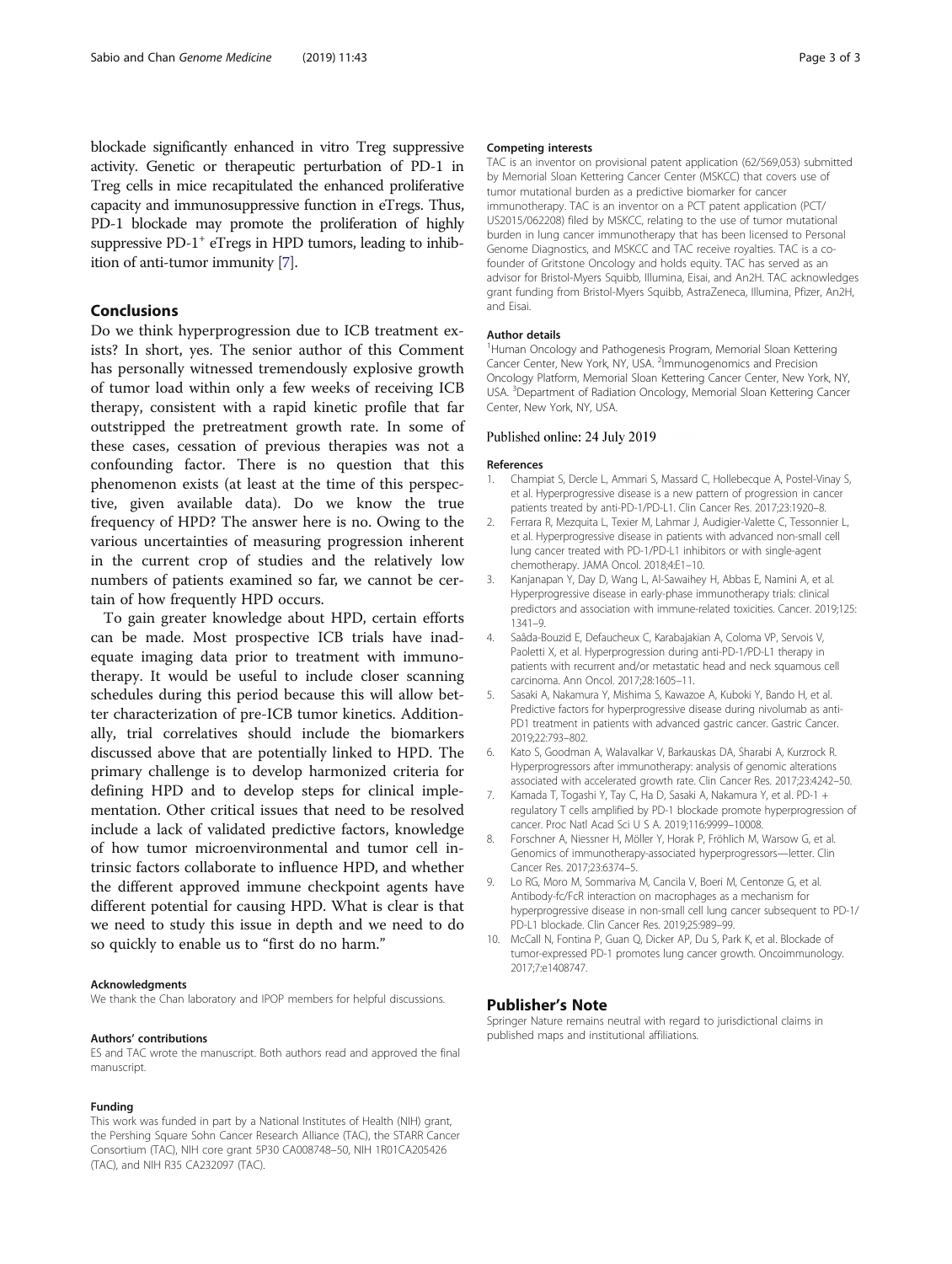blockade significantly enhanced in vitro Treg suppressive activity. Genetic or therapeutic perturbation of PD-1 in Treg cells in mice recapitulated the enhanced proliferative capacity and immunosuppressive function in eTregs. Thus, PD-1 blockade may promote the proliferation of highly suppressive PD-1$^{+}$ eTregs in HPD tumors, leading to inhibition of anti-tumor immunity [7].

## Conclusions

Do we think hyperprogression due to ICB treatment exists? In short, yes. The senior author of this Comment has personally witnessed tremendously explosive growth of tumor load within only a few weeks of receiving ICB therapy, consistent with a rapid kinetic profile that far outstripped the pretreatment growth rate. In some of these cases, cessation of previous therapies was not a confounding factor. There is no question that this phenomenon exists (at least at the time of this perspective, given available data). Do we know the true frequency of HPD? The answer here is no. Owing to the various uncertainties of measuring progression inherent in the current crop of studies and the relatively low numbers of patients examined so far, we cannot be certain of how frequently HPD occurs.

To gain greater knowledge about HPD, certain efforts can be made. Most prospective ICB trials have inadequate imaging data prior to treatment with immunotherapy. It would be useful to include closer scanning schedules during this period because this will allow better characterization of pre-ICB tumor kinetics. Additionally, trial correlatives should include the biomarkers discussed above that are potentially linked to HPD. The primary challenge is to develop harmonized criteria for defining HPD and to develop steps for clinical implementation. Other critical issues that need to be resolved include a lack of validated predictive factors, knowledge of how tumor microenvironmental and tumor cell intrinsic factors collaborate to influence HPD, and whether the different approved immune checkpoint agents have different potential for causing HPD. What is clear is that we need to study this issue in depth and we need to do so quickly to enable us to "first do no harm."

#### Acknowledgments

We thank the Chan laboratory and IPOP members for helpful discussions.

#### Authors' contributions

ES and TAC wrote the manuscript. Both authors read and approved the final manuscript.

#### Funding

This work was funded in part by a National Institutes of Health (NIH) grant, the Pershing Square Sohn Cancer Research Alliance (TAC), the STARR Cancer Consortium (TAC), NIH core grant 5P30 CA008748–50, NIH 1R01CA205426 (TAC), and NIH R35 CA232097 (TAC).

#### Competing interests

TAC is an inventor on provisional patent application (62/569,053) submitted by Memorial Sloan Kettering Cancer Center (MSKCC) that covers use of tumor mutational burden as a predictive biomarker for cancer immunotherapy. TAC is an inventor on a PCT patent application (PCT/US2015/062208) filed by MSKCC, relating to the use of tumor mutational burden in lung cancer immunotherapy that has been licensed to Personal Genome Diagnostics, and MSKCC and TAC receive royalties. TAC is a co-founder of Gritstone Oncology and holds equity. TAC has served as an advisor for Bristol-Myers Squibb, Illumina, Eisai, and An2H. TAC acknowledges grant funding from Bristol-Myers Squibb, AstraZeneca, Illumina, Pfizer, An2H, and Eisai.

#### Author details

[1]Human Oncology and Pathogenesis Program, Memorial Sloan Kettering Cancer Center, New York, NY, USA. [2]Immunogenomics and Precision Oncology Platform, Memorial Sloan Kettering Cancer Center, New York, NY, USA. [3]Department of Radiation Oncology, Memorial Sloan Kettering Cancer Center, New York, NY, USA.

Published online: 24 July 2019

#### References

1. Champiat S, Dercle L, Ammari S, Massard C, Hollebecque A, Postel-Vinay S, et al. Hyperprogressive disease is a new pattern of progression in cancer patients treated by anti-PD-1/PD-L1. Clin Cancer Res. 2017;23:1920–8.
2. Ferrara R, Mezquita L, Texier M, Lahmar J, Audigier-Valette C, Tessonnier L, et al. Hyperprogressive disease in patients with advanced non-small cell lung cancer treated with PD-1/PD-L1 inhibitors or with single-agent chemotherapy. JAMA Oncol. 2018;4:E1–10.
3. Kanjanapan Y, Day D, Wang L, Al-Sawaihey H, Abbas E, Namini A, et al. Hyperprogressive disease in early-phase immunotherapy trials: clinical predictors and association with immune-related toxicities. Cancer. 2019;125:1341–9.
4. Saâda-Bouzid E, Defaucheux C, Karabajakian A, Coloma VP, Servois V, Paoletti X, et al. Hyperprogression during anti-PD-1/PD-L1 therapy in patients with recurrent and/or metastatic head and neck squamous cell carcinoma. Ann Oncol. 2017;28:1605–11.
5. Sasaki A, Nakamura Y, Mishima S, Kawazoe A, Kuboki Y, Bando H, et al. Predictive factors for hyperprogressive disease during nivolumab as anti-PD1 treatment in patients with advanced gastric cancer. Gastric Cancer. 2019;22:793–802.
6. Kato S, Goodman A, Walavalkar V, Barkauskas DA, Sharabi A, Kurzrock R. Hyperprogressors after immunotherapy: analysis of genomic alterations associated with accelerated growth rate. Clin Cancer Res. 2017;23:4242–50.
7. Kamada T, Togashi Y, Tay C, Ha D, Sasaki A, Nakamura Y, et al. PD-1 + regulatory T cells amplified by PD-1 blockade promote hyperprogression of cancer. Proc Natl Acad Sci U S A. 2019;116:9999–10008.
8. Forschner A, Niessner H, Möller Y, Horak P, Fröhlich M, Warsow G, et al. Genomics of immunotherapy-associated hyperprogressors—letter. Clin Cancer Res. 2017;23:6374–5.
9. Lo RG, Moro M, Sommariva M, Cancila V, Boeri M, Centonze G, et al. Antibody-fc/FcR interaction on macrophages as a mechanism for hyperprogressive disease in non-small cell lung cancer subsequent to PD-1/PD-L1 blockade. Clin Cancer Res. 2019;25:989–99.
10. McCall N, Fontina P, Guan Q, Dicker AP, Du S, Park K, et al. Blockade of tumor-expressed PD-1 promotes lung cancer growth. Oncoimmunology. 2017;7:e1408747.

## Publisher's Note

Springer Nature remains neutral with regard to jurisdictional claims in published maps and institutional affiliations.